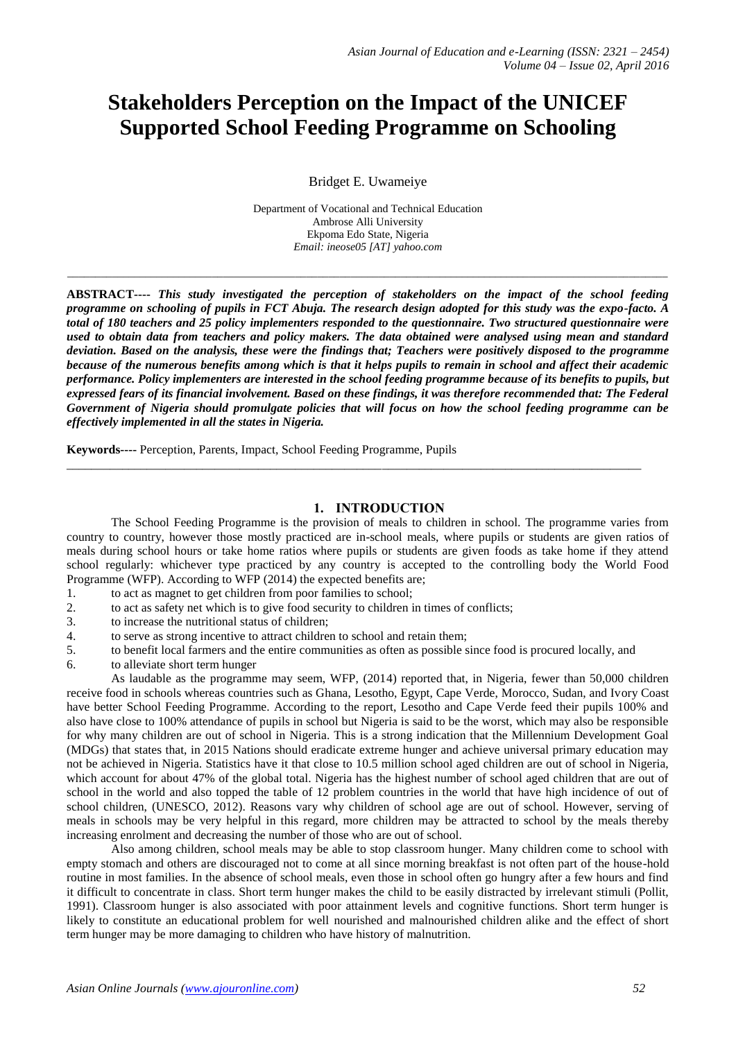# Stakeholders Perception on the Impact of the UNICEF Supported School Feeding Programme on Schooling

Bridget E. Uwameiye

Department of Vocational and Technical Education
Ambrose Alli University
Ekpoma Edo State, Nigeria
*Email: ineose05 [AT] yahoo.com*

---

**ABSTRACT----** ***This study investigated the perception of stakeholders on the impact of the school feeding programme on schooling of pupils in FCT Abuja. The research design adopted for this study was the expo-facto. A total of 180 teachers and 25 policy implementers responded to the questionnaire. Two structured questionnaire were used to obtain data from teachers and policy makers. The data obtained were analysed using mean and standard deviation. Based on the analysis, these were the findings that; Teachers were positively disposed to the programme because of the numerous benefits among which is that it helps pupils to remain in school and affect their academic performance. Policy implementers are interested in the school feeding programme because of its benefits to pupils, but expressed fears of its financial involvement. Based on these findings, it was therefore recommended that: The Federal Government of Nigeria should promulgate policies that will focus on how the school feeding programme can be effectively implemented in all the states in Nigeria.***

**Keywords----** Perception, Parents, Impact, School Feeding Programme, Pupils

---

## 1. INTRODUCTION

The School Feeding Programme is the provision of meals to children in school. The programme varies from country to country, however those mostly practiced are in-school meals, where pupils or students are given ratios of meals during school hours or take home ratios where pupils or students are given foods as take home if they attend school regularly: whichever type practiced by any country is accepted to the controlling body the World Food Programme (WFP). According to WFP (2014) the expected benefits are;

1. to act as magnet to get children from poor families to school;
2. to act as safety net which is to give food security to children in times of conflicts;
3. to increase the nutritional status of children;
4. to serve as strong incentive to attract children to school and retain them;
5. to benefit local farmers and the entire communities as often as possible since food is procured locally, and
6. to alleviate short term hunger

As laudable as the programme may seem, WFP, (2014) reported that, in Nigeria, fewer than 50,000 children receive food in schools whereas countries such as Ghana, Lesotho, Egypt, Cape Verde, Morocco, Sudan, and Ivory Coast have better School Feeding Programme. According to the report, Lesotho and Cape Verde feed their pupils 100% and also have close to 100% attendance of pupils in school but Nigeria is said to be the worst, which may also be responsible for why many children are out of school in Nigeria. This is a strong indication that the Millennium Development Goal (MDGs) that states that, in 2015 Nations should eradicate extreme hunger and achieve universal primary education may not be achieved in Nigeria. Statistics have it that close to 10.5 million school aged children are out of school in Nigeria, which account for about 47% of the global total. Nigeria has the highest number of school aged children that are out of school in the world and also topped the table of 12 problem countries in the world that have high incidence of out of school children, (UNESCO, 2012). Reasons vary why children of school age are out of school. However, serving of meals in schools may be very helpful in this regard, more children may be attracted to school by the meals thereby increasing enrolment and decreasing the number of those who are out of school.

Also among children, school meals may be able to stop classroom hunger. Many children come to school with empty stomach and others are discouraged not to come at all since morning breakfast is not often part of the house-hold routine in most families. In the absence of school meals, even those in school often go hungry after a few hours and find it difficult to concentrate in class. Short term hunger makes the child to be easily distracted by irrelevant stimuli (Pollit, 1991). Classroom hunger is also associated with poor attainment levels and cognitive functions. Short term hunger is likely to constitute an educational problem for well nourished and malnourished children alike and the effect of short term hunger may be more damaging to children who have history of malnutrition.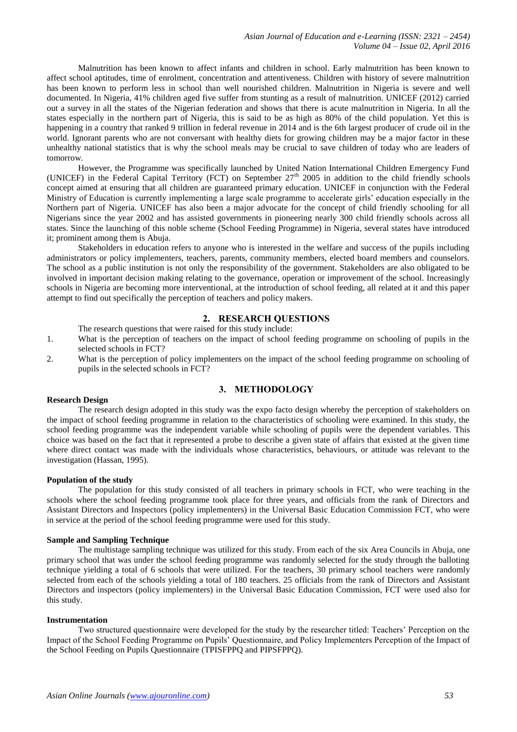Malnutrition has been known to affect infants and children in school. Early malnutrition has been known to affect school aptitudes, time of enrolment, concentration and attentiveness. Children with history of severe malnutrition has been known to perform less in school than well nourished children. Malnutrition in Nigeria is severe and well documented. In Nigeria, 41% children aged five suffer from stunting as a result of malnutrition. UNICEF (2012) carried out a survey in all the states of the Nigerian federation and shows that there is acute malnutrition in Nigeria. In all the states especially in the northern part of Nigeria, this is said to be as high as 80% of the child population. Yet this is happening in a country that ranked 9 trillion in federal revenue in 2014 and is the 6th largest producer of crude oil in the world. Ignorant parents who are not conversant with healthy diets for growing children may be a major factor in these unhealthy national statistics that is why the school meals may be crucial to save children of today who are leaders of tomorrow.

However, the Programme was specifically launched by United Nation International Children Emergency Fund (UNICEF) in the Federal Capital Territory (FCT) on September 27th 2005 in addition to the child friendly schools concept aimed at ensuring that all children are guaranteed primary education. UNICEF in conjunction with the Federal Ministry of Education is currently implementing a large scale programme to accelerate girls' education especially in the Northern part of Nigeria. UNICEF has also been a major advocate for the concept of child friendly schooling for all Nigerians since the year 2002 and has assisted governments in pioneering nearly 300 child friendly schools across all states. Since the launching of this noble scheme (School Feeding Programme) in Nigeria, several states have introduced it; prominent among them is Abuja.

Stakeholders in education refers to anyone who is interested in the welfare and success of the pupils including administrators or policy implementers, teachers, parents, community members, elected board members and counselors. The school as a public institution is not only the responsibility of the government. Stakeholders are also obligated to be involved in important decision making relating to the governance, operation or improvement of the school. Increasingly schools in Nigeria are becoming more interventional, at the introduction of school feeding, all related at it and this paper attempt to find out specifically the perception of teachers and policy makers.

## 2. RESEARCH QUESTIONS

The research questions that were raised for this study include:

1. What is the perception of teachers on the impact of school feeding programme on schooling of pupils in the selected schools in FCT?
2. What is the perception of policy implementers on the impact of the school feeding programme on schooling of pupils in the selected schools in FCT?

## 3. METHODOLOGY

**Research Design**

The research design adopted in this study was the expo facto design whereby the perception of stakeholders on the impact of school feeding programme in relation to the characteristics of schooling were examined. In this study, the school feeding programme was the independent variable while schooling of pupils were the dependent variables. This choice was based on the fact that it represented a probe to describe a given state of affairs that existed at the given time where direct contact was made with the individuals whose characteristics, behaviours, or attitude was relevant to the investigation (Hassan, 1995).

**Population of the study**

The population for this study consisted of all teachers in primary schools in FCT, who were teaching in the schools where the school feeding programme took place for three years, and officials from the rank of Directors and Assistant Directors and Inspectors (policy implementers) in the Universal Basic Education Commission FCT, who were in service at the period of the school feeding programme were used for this study.

**Sample and Sampling Technique**

The multistage sampling technique was utilized for this study. From each of the six Area Councils in Abuja, one primary school that was under the school feeding programme was randomly selected for the study through the balloting technique yielding a total of 6 schools that were utilized. For the teachers, 30 primary school teachers were randomly selected from each of the schools yielding a total of 180 teachers. 25 officials from the rank of Directors and Assistant Directors and inspectors (policy implementers) in the Universal Basic Education Commission, FCT were used also for this study.

**Instrumentation**

Two structured questionnaire were developed for the study by the researcher titled: Teachers' Perception on the Impact of the School Feeding Programme on Pupils' Questionnaire, and Policy Implementers Perception of the Impact of the School Feeding on Pupils Questionnaire (TPISFPPQ and PIPSFPPQ).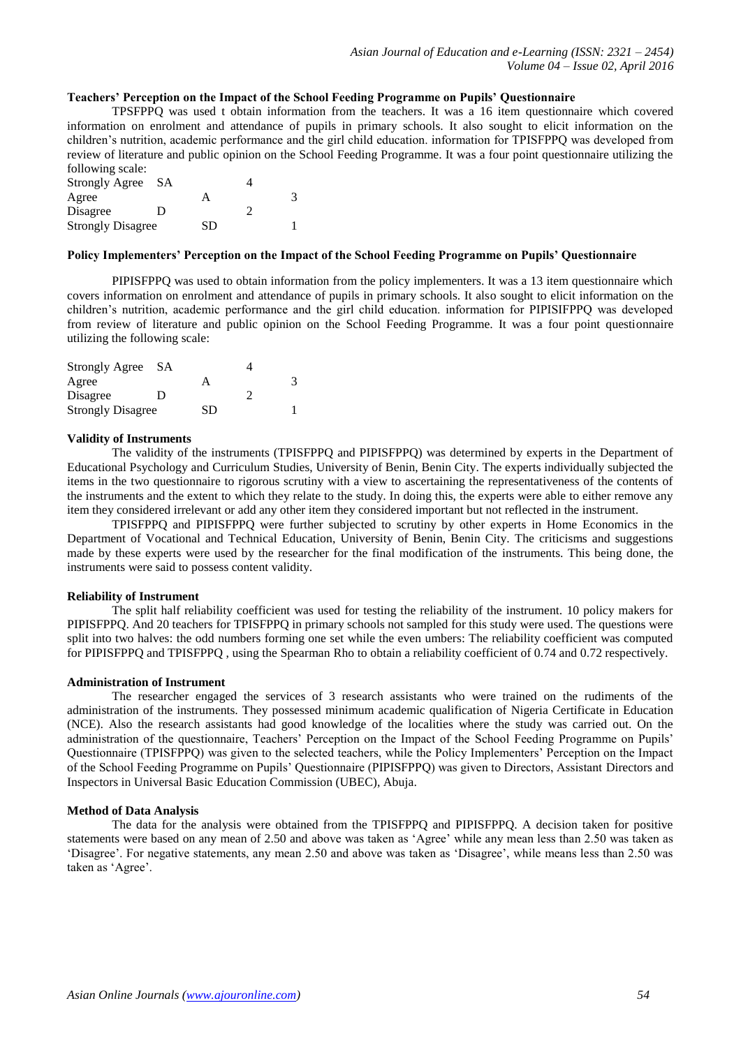**Teachers' Perception on the Impact of the School Feeding Programme on Pupils' Questionnaire**

TPSFPPQ was used t obtain information from the teachers. It was a 16 item questionnaire which covered information on enrolment and attendance of pupils in primary schools. It also sought to elicit information on the children's nutrition, academic performance and the girl child education. information for TPISFPPQ was developed from review of literature and public opinion on the School Feeding Programme. It was a four point questionnaire utilizing the following scale:

| | | |
|---|---|---|
| Strongly Agree | SA | 4 |
| Agree | A | 3 |
| Disagree | D | 2 |
| Strongly Disagree | SD | 1 |

**Policy Implementers' Perception on the Impact of the School Feeding Programme on Pupils' Questionnaire**

PIPISFPPQ was used to obtain information from the policy implementers. It was a 13 item questionnaire which covers information on enrolment and attendance of pupils in primary schools. It also sought to elicit information on the children's nutrition, academic performance and the girl child education. information for PIPISIFPPQ was developed from review of literature and public opinion on the School Feeding Programme. It was a four point questionnaire utilizing the following scale:

| | | |
|---|---|---|
| Strongly Agree | SA | 4 |
| Agree | A | 3 |
| Disagree | D | 2 |
| Strongly Disagree | SD | 1 |

**Validity of Instruments**

The validity of the instruments (TPISFPPQ and PIPISFPPQ) was determined by experts in the Department of Educational Psychology and Curriculum Studies, University of Benin, Benin City. The experts individually subjected the items in the two questionnaire to rigorous scrutiny with a view to ascertaining the representativeness of the contents of the instruments and the extent to which they relate to the study. In doing this, the experts were able to either remove any item they considered irrelevant or add any other item they considered important but not reflected in the instrument.

TPISFPPQ and PIPISFPPQ were further subjected to scrutiny by other experts in Home Economics in the Department of Vocational and Technical Education, University of Benin, Benin City. The criticisms and suggestions made by these experts were used by the researcher for the final modification of the instruments. This being done, the instruments were said to possess content validity.

**Reliability of Instrument**

The split half reliability coefficient was used for testing the reliability of the instrument. 10 policy makers for PIPISFPPQ. And 20 teachers for TPISFPPQ in primary schools not sampled for this study were used. The questions were split into two halves: the odd numbers forming one set while the even umbers: The reliability coefficient was computed for PIPISFPPQ and TPISFPPQ , using the Spearman Rho to obtain a reliability coefficient of 0.74 and 0.72 respectively.

**Administration of Instrument**

The researcher engaged the services of 3 research assistants who were trained on the rudiments of the administration of the instruments. They possessed minimum academic qualification of Nigeria Certificate in Education (NCE). Also the research assistants had good knowledge of the localities where the study was carried out. On the administration of the questionnaire, Teachers' Perception on the Impact of the School Feeding Programme on Pupils' Questionnaire (TPISFPPQ) was given to the selected teachers, while the Policy Implementers' Perception on the Impact of the School Feeding Programme on Pupils' Questionnaire (PIPISFPPQ) was given to Directors, Assistant Directors and Inspectors in Universal Basic Education Commission (UBEC), Abuja.

**Method of Data Analysis**

The data for the analysis were obtained from the TPISFPPQ and PIPISFPPQ. A decision taken for positive statements were based on any mean of 2.50 and above was taken as 'Agree' while any mean less than 2.50 was taken as 'Disagree'. For negative statements, any mean 2.50 and above was taken as 'Disagree', while means less than 2.50 was taken as 'Agree'.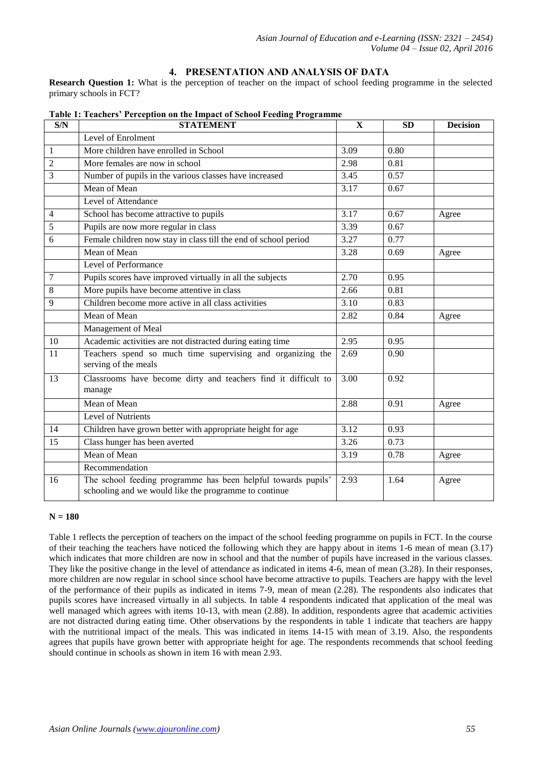## 4. PRESENTATION AND ANALYSIS OF DATA

**Research Question 1:** What is the perception of teacher on the impact of school feeding programme in the selected primary schools in FCT?

**Table 1: Teachers' Perception on the Impact of School Feeding Programme**

| S/N | STATEMENT | X | SD | Decision |
|---|---|---|---|---|
| | Level of Enrolment | | | |
| 1 | More children have enrolled in School | 3.09 | 0.80 | |
| 2 | More females are now in school | 2.98 | 0.81 | |
| 3 | Number of pupils in the various classes have increased | 3.45 | 0.57 | |
| | Mean of Mean | 3.17 | 0.67 | |
| | Level of Attendance | | | |
| 4 | School has become attractive to pupils | 3.17 | 0.67 | Agree |
| 5 | Pupils are now more regular in class | 3.39 | 0.67 | |
| 6 | Female children now stay in class till the end of school period | 3.27 | 0.77 | |
| | Mean of Mean | 3.28 | 0.69 | Agree |
| | Level of Performance | | | |
| 7 | Pupils scores have improved virtually in all the subjects | 2.70 | 0.95 | |
| 8 | More pupils have become attentive in class | 2.66 | 0.81 | |
| 9 | Children become more active in all class activities | 3.10 | 0.83 | |
| | Mean of Mean | 2.82 | 0.84 | Agree |
| | Management of Meal | | | |
| 10 | Academic activities are not distracted during eating time | 2.95 | 0.95 | |
| 11 | Teachers spend so much time supervising and organizing the serving of the meals | 2.69 | 0.90 | |
| 13 | Classrooms have become dirty and teachers find it difficult to manage | 3.00 | 0.92 | |
| | Mean of Mean | 2.88 | 0.91 | Agree |
| | Level of Nutrients | | | |
| 14 | Children have grown better with appropriate height for age | 3.12 | 0.93 | |
| 15 | Class hunger has been averted | 3.26 | 0.73 | |
| | Mean of Mean | 3.19 | 0.78 | Agree |
| | Recommendation | | | |
| 16 | The school feeding programme has been helpful towards pupils' schooling and we would like the programme to continue | 2.93 | 1.64 | Agree |

**N = 180**

Table 1 reflects the perception of teachers on the impact of the school feeding programme on pupils in FCT. In the course of their teaching the teachers have noticed the following which they are happy about in items 1-6 mean of mean (3.17) which indicates that more children are now in school and that the number of pupils have increased in the various classes. They like the positive change in the level of attendance as indicated in items 4-6, mean of mean (3.28). In their responses, more children are now regular in school since school have become attractive to pupils. Teachers are happy with the level of the performance of their pupils as indicated in items 7-9, mean of mean (2.28). The respondents also indicates that pupils scores have increased virtually in all subjects. In table 4 respondents indicated that application of the meal was well managed which agrees with items 10-13, with mean (2.88). In addition, respondents agree that academic activities are not distracted during eating time. Other observations by the respondents in table 1 indicate that teachers are happy with the nutritional impact of the meals. This was indicated in items 14-15 with mean of 3.19. Also, the respondents agrees that pupils have grown better with appropriate height for age. The respondents recommends that school feeding should continue in schools as shown in item 16 with mean 2.93.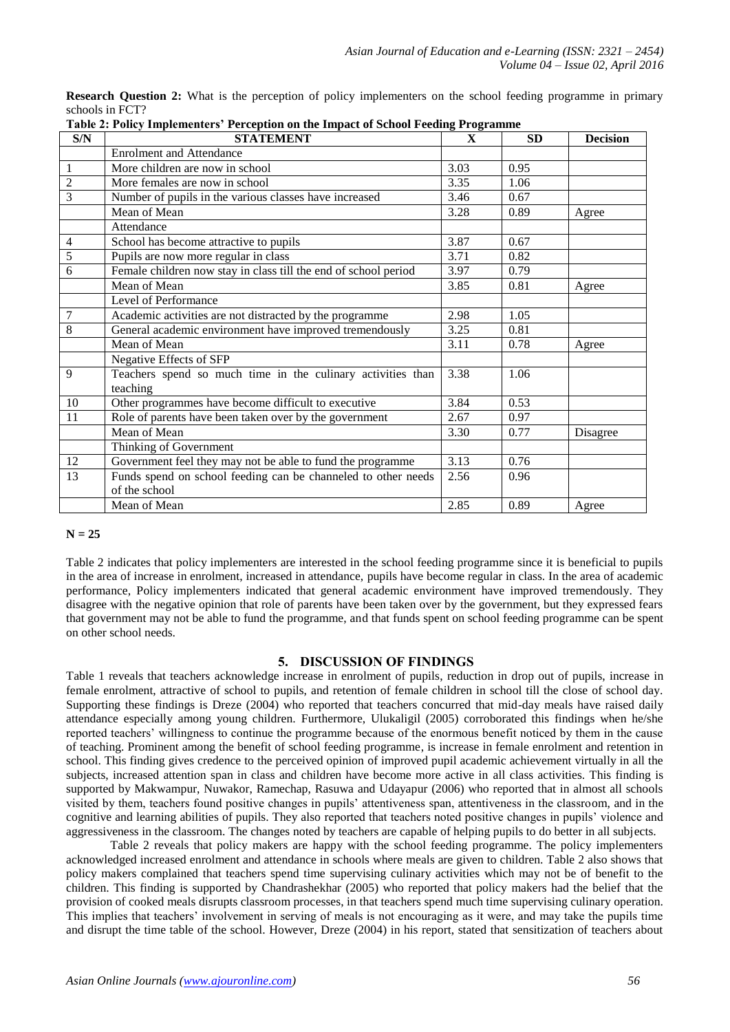**Research Question 2:** What is the perception of policy implementers on the school feeding programme in primary schools in FCT?

**Table 2: Policy Implementers' Perception on the Impact of School Feeding Programme**

| S/N | STATEMENT | X | SD | Decision |
|---|---|---|---|---|
| | Enrolment and Attendance | | | |
| 1 | More children are now in school | 3.03 | 0.95 | |
| 2 | More females are now in school | 3.35 | 1.06 | |
| 3 | Number of pupils in the various classes have increased | 3.46 | 0.67 | |
| | Mean of Mean | 3.28 | 0.89 | Agree |
| | Attendance | | | |
| 4 | School has become attractive to pupils | 3.87 | 0.67 | |
| 5 | Pupils are now more regular in class | 3.71 | 0.82 | |
| 6 | Female children now stay in class till the end of school period | 3.97 | 0.79 | |
| | Mean of Mean | 3.85 | 0.81 | Agree |
| | Level of Performance | | | |
| 7 | Academic activities are not distracted by the programme | 2.98 | 1.05 | |
| 8 | General academic environment have improved tremendously | 3.25 | 0.81 | |
| | Mean of Mean | 3.11 | 0.78 | Agree |
| | Negative Effects of SFP | | | |
| 9 | Teachers spend so much time in the culinary activities than teaching | 3.38 | 1.06 | |
| 10 | Other programmes have become difficult to executive | 3.84 | 0.53 | |
| 11 | Role of parents have been taken over by the government | 2.67 | 0.97 | |
| | Mean of Mean | 3.30 | 0.77 | Disagree |
| | Thinking of Government | | | |
| 12 | Government feel they may not be able to fund the programme | 3.13 | 0.76 | |
| 13 | Funds spend on school feeding can be channeled to other needs of the school | 2.56 | 0.96 | |
| | Mean of Mean | 2.85 | 0.89 | Agree |

**N = 25**

Table 2 indicates that policy implementers are interested in the school feeding programme since it is beneficial to pupils in the area of increase in enrolment, increased in attendance, pupils have become regular in class. In the area of academic performance, Policy implementers indicated that general academic environment have improved tremendously. They disagree with the negative opinion that role of parents have been taken over by the government, but they expressed fears that government may not be able to fund the programme, and that funds spent on school feeding programme can be spent on other school needs.

## 5. DISCUSSION OF FINDINGS

Table 1 reveals that teachers acknowledge increase in enrolment of pupils, reduction in drop out of pupils, increase in female enrolment, attractive of school to pupils, and retention of female children in school till the close of school day. Supporting these findings is Dreze (2004) who reported that teachers concurred that mid-day meals have raised daily attendance especially among young children. Furthermore, Ulukaligil (2005) corroborated this findings when he/she reported teachers' willingness to continue the programme because of the enormous benefit noticed by them in the cause of teaching. Prominent among the benefit of school feeding programme, is increase in female enrolment and retention in school. This finding gives credence to the perceived opinion of improved pupil academic achievement virtually in all the subjects, increased attention span in class and children have become more active in all class activities. This finding is supported by Makwampur, Nuwakor, Ramechap, Rasuwa and Udayapur (2006) who reported that in almost all schools visited by them, teachers found positive changes in pupils' attentiveness span, attentiveness in the classroom, and in the cognitive and learning abilities of pupils. They also reported that teachers noted positive changes in pupils' violence and aggressiveness in the classroom. The changes noted by teachers are capable of helping pupils to do better in all subjects.

Table 2 reveals that policy makers are happy with the school feeding programme. The policy implementers acknowledged increased enrolment and attendance in schools where meals are given to children. Table 2 also shows that policy makers complained that teachers spend time supervising culinary activities which may not be of benefit to the children. This finding is supported by Chandrashekhar (2005) who reported that policy makers had the belief that the provision of cooked meals disrupts classroom processes, in that teachers spend much time supervising culinary operation. This implies that teachers' involvement in serving of meals is not encouraging as it were, and may take the pupils time and disrupt the time table of the school. However, Dreze (2004) in his report, stated that sensitization of teachers about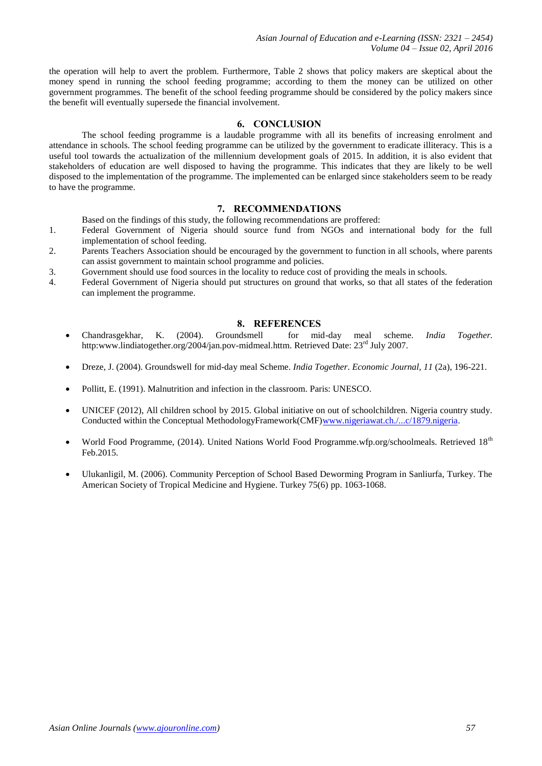the operation will help to avert the problem. Furthermore, Table 2 shows that policy makers are skeptical about the money spend in running the school feeding programme; according to them the money can be utilized on other government programmes. The benefit of the school feeding programme should be considered by the policy makers since the benefit will eventually supersede the financial involvement.

## 6. CONCLUSION

The school feeding programme is a laudable programme with all its benefits of increasing enrolment and attendance in schools. The school feeding programme can be utilized by the government to eradicate illiteracy. This is a useful tool towards the actualization of the millennium development goals of 2015. In addition, it is also evident that stakeholders of education are well disposed to having the programme. This indicates that they are likely to be well disposed to the implementation of the programme. The implemented can be enlarged since stakeholders seem to be ready to have the programme.

## 7. RECOMMENDATIONS

Based on the findings of this study, the following recommendations are proffered:

1. Federal Government of Nigeria should source fund from NGOs and international body for the full implementation of school feeding.
2. Parents Teachers Association should be encouraged by the government to function in all schools, where parents can assist government to maintain school programme and policies.
3. Government should use food sources in the locality to reduce cost of providing the meals in schools.
4. Federal Government of Nigeria should put structures on ground that works, so that all states of the federation can implement the programme.

## 8. REFERENCES

- Chandrasgekhar, K. (2004). Groundsmell for mid-day meal scheme. *India Together.* http:www.lindiatogether.org/2004/jan.pov-midmeal.httm. Retrieved Date: 23rd July 2007.
- Dreze, J. (2004). Groundswell for mid-day meal Scheme. *India Together*. *Economic Journal, 11* (2a), 196-221.
- Pollitt, E. (1991). Malnutrition and infection in the classroom. Paris: UNESCO.
- UNICEF (2012), All children school by 2015. Global initiative on out of schoolchildren. Nigeria country study. Conducted within the Conceptual MethodologyFramework(CMF)www.nigeriawat.ch./...c/1879.nigeria.
- World Food Programme, (2014). United Nations World Food Programme.wfp.org/schoolmeals. Retrieved 18th Feb.2015.
- Ulukanligil, M. (2006). Community Perception of School Based Deworming Program in Sanliurfa, Turkey. The American Society of Tropical Medicine and Hygiene. Turkey 75(6) pp. 1063-1068.